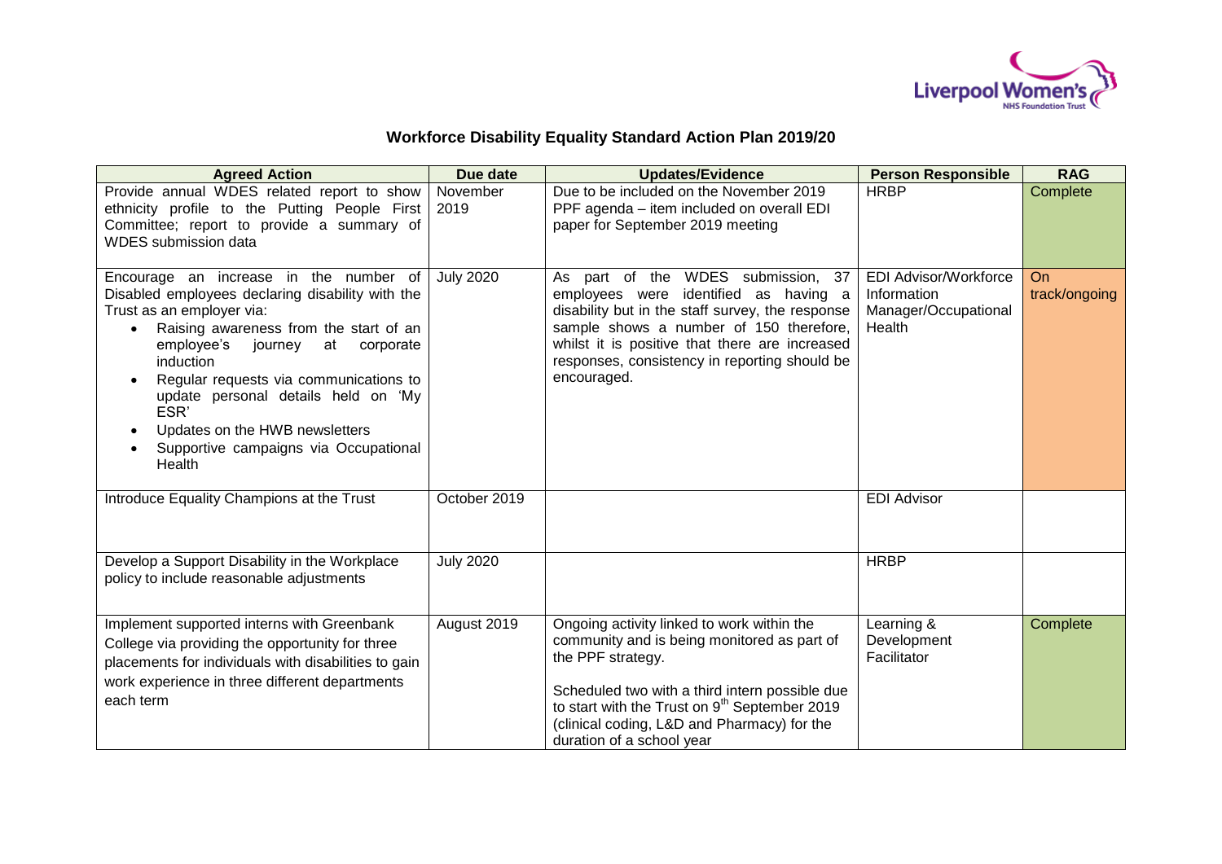Liverpool Women's NHS Foundation Trust

## Workforce Disability Equality Standard Action Plan 2019/20

| Agreed Action | Due date | Updates/Evidence | Person Responsible | RAG |
|---|---|---|---|---|
| Provide annual WDES related report to show ethnicity profile to the Putting People First Committee; report to provide a summary of WDES submission data | November 2019 | Due to be included on the November 2019 PPF agenda – item included on overall EDI paper for September 2019 meeting | HRBP | Complete |
| Encourage an increase in the number of Disabled employees declaring disability with the Trust as an employer via:<br>• Raising awareness from the start of an employee's journey at corporate induction<br>• Regular requests via communications to update personal details held on 'My ESR'<br>• Updates on the HWB newsletters<br>• Supportive campaigns via Occupational Health | July 2020 | As part of the WDES submission, 37 employees were identified as having a disability but in the staff survey, the response sample shows a number of 150 therefore, whilst it is positive that there are increased responses, consistency in reporting should be encouraged. | EDI Advisor/Workforce Information Manager/Occupational Health | On track/ongoing |
| Introduce Equality Champions at the Trust | October 2019 | | EDI Advisor | |
| Develop a Support Disability in the Workplace policy to include reasonable adjustments | July 2020 | | HRBP | |
| Implement supported interns with Greenbank College via providing the opportunity for three placements for individuals with disabilities to gain work experience in three different departments each term | August 2019 | Ongoing activity linked to work within the community and is being monitored as part of the PPF strategy.<br><br>Scheduled two with a third intern possible due to start with the Trust on 9th September 2019 (clinical coding, L&D and Pharmacy) for the duration of a school year | Learning & Development Facilitator | Complete |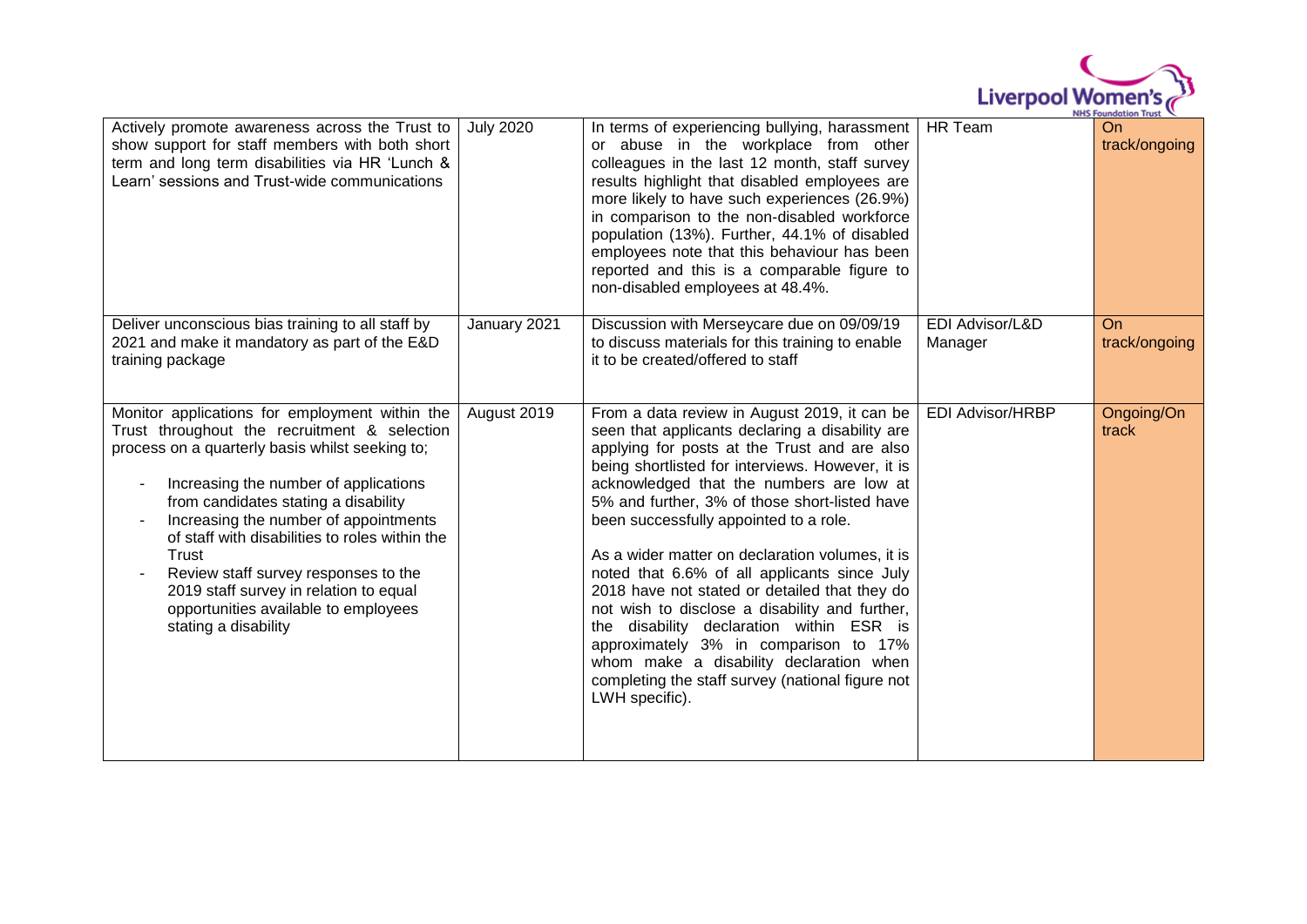| | | | | |
|---|---|---|---|---|
| Actively promote awareness across the Trust to show support for staff members with both short term and long term disabilities via HR 'Lunch & Learn' sessions and Trust-wide communications | July 2020 | In terms of experiencing bullying, harassment or abuse in the workplace from other colleagues in the last 12 month, staff survey results highlight that disabled employees are more likely to have such experiences (26.9%) in comparison to the non-disabled workforce population (13%). Further, 44.1% of disabled employees note that this behaviour has been reported and this is a comparable figure to non-disabled employees at 48.4%. | HR Team | On track/ongoing |
| Deliver unconscious bias training to all staff by 2021 and make it mandatory as part of the E&D training package | January 2021 | Discussion with Merseycare due on 09/09/19 to discuss materials for this training to enable it to be created/offered to staff | EDI Advisor/L&D Manager | On track/ongoing |
| Monitor applications for employment within the Trust throughout the recruitment & selection process on a quarterly basis whilst seeking to; <br> - Increasing the number of applications from candidates stating a disability <br> - Increasing the number of appointments of staff with disabilities to roles within the Trust <br> - Review staff survey responses to the 2019 staff survey in relation to equal opportunities available to employees stating a disability | August 2019 | From a data review in August 2019, it can be seen that applicants declaring a disability are applying for posts at the Trust and are also being shortlisted for interviews. However, it is acknowledged that the numbers are low at 5% and further, 3% of those short-listed have been successfully appointed to a role. <br><br> As a wider matter on declaration volumes, it is noted that 6.6% of all applicants since July 2018 have not stated or detailed that they do not wish to disclose a disability and further, the disability declaration within ESR is approximately 3% in comparison to 17% whom make a disability declaration when completing the staff survey (national figure not LWH specific). | EDI Advisor/HRBP | Ongoing/On track |